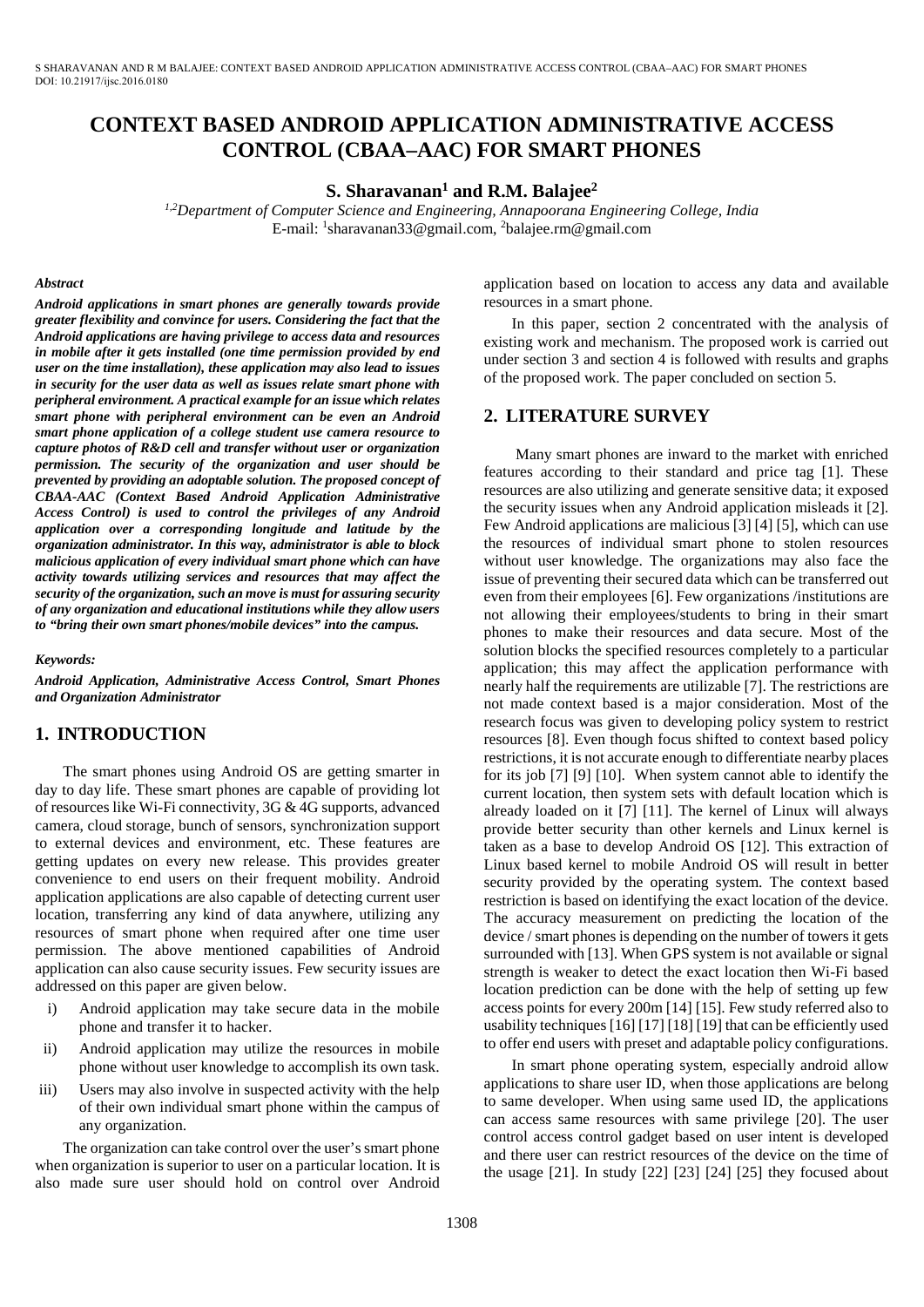# CONTEXT BASED ANDROID APPLICATION ADMINISTRATIVE ACCESS CONTROL (CBAA–AAC) FOR SMART PHONES

**S. Sharavanan[1] and R.M. Balajee[2]**

*[1,2]Department of Computer Science and Engineering, Annapoorana Engineering College, India*
E-mail: [1]sharavanan33@gmail.com, [2]balajee.rm@gmail.com

***Abstract***

***Android applications in smart phones are generally towards provide greater flexibility and convince for users. Considering the fact that the Android applications are having privilege to access data and resources in mobile after it gets installed (one time permission provided by end user on the time installation), these application may also lead to issues in security for the user data as well as issues relate smart phone with peripheral environment. A practical example for an issue which relates smart phone with peripheral environment can be even an Android smart phone application of a college student use camera resource to capture photos of R&D cell and transfer without user or organization permission. The security of the organization and user should be prevented by providing an adoptable solution. The proposed concept of CBAA-AAC (Context Based Android Application Administrative Access Control) is used to control the privileges of any Android application over a corresponding longitude and latitude by the organization administrator. In this way, administrator is able to block malicious application of every individual smart phone which can have activity towards utilizing services and resources that may affect the security of the organization, such an move is must for assuring security of any organization and educational institutions while they allow users to "bring their own smart phones/mobile devices" into the campus.***

***Keywords:***

***Android Application, Administrative Access Control, Smart Phones and Organization Administrator***

## 1. INTRODUCTION

The smart phones using Android OS are getting smarter in day to day life. These smart phones are capable of providing lot of resources like Wi-Fi connectivity, 3G & 4G supports, advanced camera, cloud storage, bunch of sensors, synchronization support to external devices and environment, etc. These features are getting updates on every new release. This provides greater convenience to end users on their frequent mobility. Android application applications are also capable of detecting current user location, transferring any kind of data anywhere, utilizing any resources of smart phone when required after one time user permission. The above mentioned capabilities of Android application can also cause security issues. Few security issues are addressed on this paper are given below.

i) Android application may take secure data in the mobile phone and transfer it to hacker.
ii) Android application may utilize the resources in mobile phone without user knowledge to accomplish its own task.
iii) Users may also involve in suspected activity with the help of their own individual smart phone within the campus of any organization.

The organization can take control over the user's smart phone when organization is superior to user on a particular location. It is also made sure user should hold on control over Android application based on location to access any data and available resources in a smart phone.

In this paper, section 2 concentrated with the analysis of existing work and mechanism. The proposed work is carried out under section 3 and section 4 is followed with results and graphs of the proposed work. The paper concluded on section 5.

## 2. LITERATURE SURVEY

Many smart phones are inward to the market with enriched features according to their standard and price tag [1]. These resources are also utilizing and generate sensitive data; it exposed the security issues when any Android application misleads it [2]. Few Android applications are malicious [3] [4] [5], which can use the resources of individual smart phone to stolen resources without user knowledge. The organizations may also face the issue of preventing their secured data which can be transferred out even from their employees [6]. Few organizations /institutions are not allowing their employees/students to bring in their smart phones to make their resources and data secure. Most of the solution blocks the specified resources completely to a particular application; this may affect the application performance with nearly half the requirements are utilizable [7]. The restrictions are not made context based is a major consideration. Most of the research focus was given to developing policy system to restrict resources [8]. Even though focus shifted to context based policy restrictions, it is not accurate enough to differentiate nearby places for its job [7] [9] [10]. When system cannot able to identify the current location, then system sets with default location which is already loaded on it [7] [11]. The kernel of Linux will always provide better security than other kernels and Linux kernel is taken as a base to develop Android OS [12]. This extraction of Linux based kernel to mobile Android OS will result in better security provided by the operating system. The context based restriction is based on identifying the exact location of the device. The accuracy measurement on predicting the location of the device / smart phones is depending on the number of towers it gets surrounded with [13]. When GPS system is not available or signal strength is weaker to detect the exact location then Wi-Fi based location prediction can be done with the help of setting up few access points for every 200m [14] [15]. Few study referred also to usability techniques [16] [17] [18] [19] that can be efficiently used to offer end users with preset and adaptable policy configurations.

In smart phone operating system, especially android allow applications to share user ID, when those applications are belong to same developer. When using same used ID, the applications can access same resources with same privilege [20]. The user control access control gadget based on user intent is developed and there user can restrict resources of the device on the time of the usage [21]. In study [22] [23] [24] [25] they focused about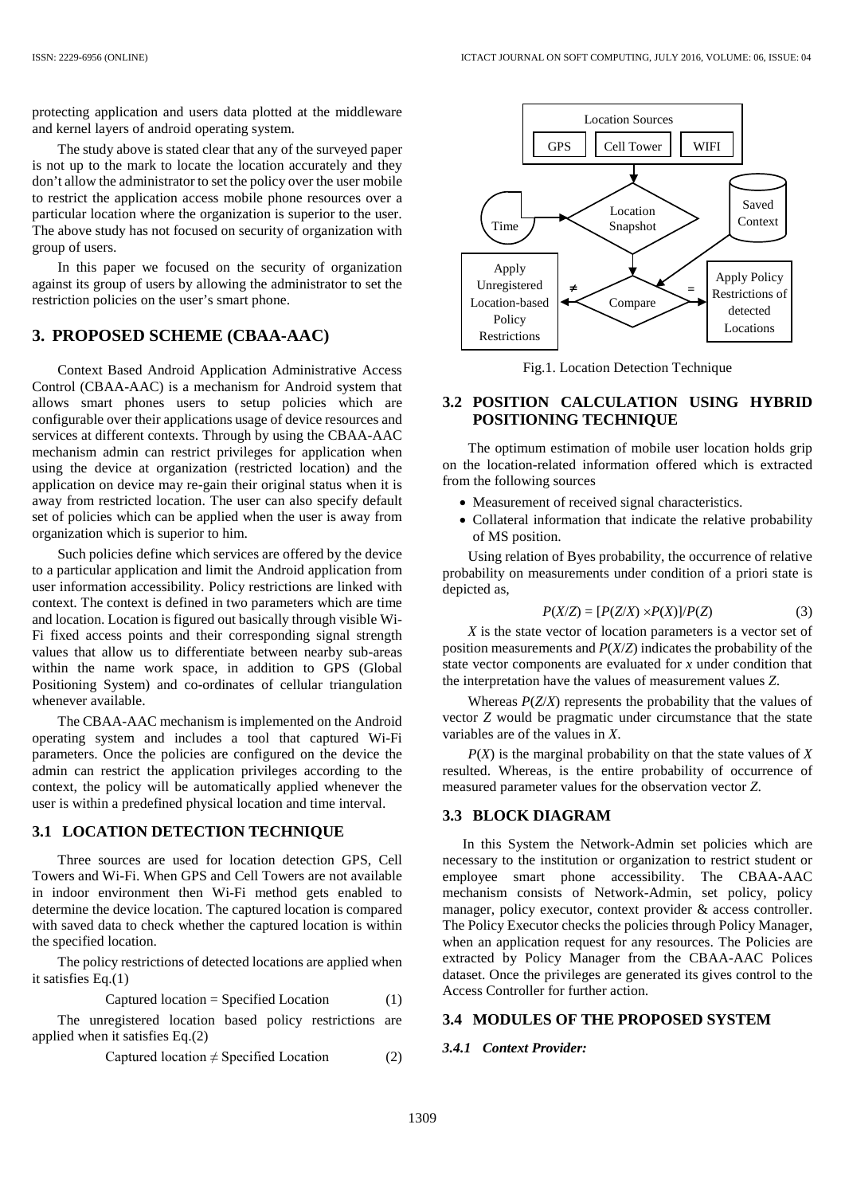protecting application and users data plotted at the middleware and kernel layers of android operating system.

The study above is stated clear that any of the surveyed paper is not up to the mark to locate the location accurately and they don't allow the administrator to set the policy over the user mobile to restrict the application access mobile phone resources over a particular location where the organization is superior to the user. The above study has not focused on security of organization with group of users.

In this paper we focused on the security of organization against its group of users by allowing the administrator to set the restriction policies on the user's smart phone.

## 3. PROPOSED SCHEME (CBAA-AAC)

Context Based Android Application Administrative Access Control (CBAA-AAC) is a mechanism for Android system that allows smart phones users to setup policies which are configurable over their applications usage of device resources and services at different contexts. Through by using the CBAA-AAC mechanism admin can restrict privileges for application when using the device at organization (restricted location) and the application on device may re-gain their original status when it is away from restricted location. The user can also specify default set of policies which can be applied when the user is away from organization which is superior to him.

Such policies define which services are offered by the device to a particular application and limit the Android application from user information accessibility. Policy restrictions are linked with context. The context is defined in two parameters which are time and location. Location is figured out basically through visible Wi-Fi fixed access points and their corresponding signal strength values that allow us to differentiate between nearby sub-areas within the name work space, in addition to GPS (Global Positioning System) and co-ordinates of cellular triangulation whenever available.

The CBAA-AAC mechanism is implemented on the Android operating system and includes a tool that captured Wi-Fi parameters. Once the policies are configured on the device the admin can restrict the application privileges according to the context, the policy will be automatically applied whenever the user is within a predefined physical location and time interval.

### 3.1 LOCATION DETECTION TECHNIQUE

Three sources are used for location detection GPS, Cell Towers and Wi-Fi. When GPS and Cell Towers are not available in indoor environment then Wi-Fi method gets enabled to determine the device location. The captured location is compared with saved data to check whether the captured location is within the specified location.

The policy restrictions of detected locations are applied when it satisfies Eq.(1)

$$\text{Captured location} = \text{Specified Location} \tag{1}$$

The unregistered location based policy restrictions are applied when it satisfies Eq.(2)

$$\text{Captured location} \neq \text{Specified Location} \tag{2}$$

Fig.1. Location Detection Technique

### 3.2 POSITION CALCULATION USING HYBRID POSITIONING TECHNIQUE

The optimum estimation of mobile user location holds grip on the location-related information offered which is extracted from the following sources

- Measurement of received signal characteristics.
- Collateral information that indicate the relative probability of MS position.

Using relation of Byes probability, the occurrence of relative probability on measurements under condition of a priori state is depicted as,

$$P(X/Z) = [P(Z/X) \times P(X)]/P(Z) \tag{3}$$

$X$ is the state vector of location parameters is a vector set of position measurements and $P(X/Z)$ indicates the probability of the state vector components are evaluated for $x$ under condition that the interpretation have the values of measurement values $Z$.

Whereas $P(Z/X)$ represents the probability that the values of vector $Z$ would be pragmatic under circumstance that the state variables are of the values in $X$.

$P(X)$ is the marginal probability on that the state values of $X$ resulted. Whereas, is the entire probability of occurrence of measured parameter values for the observation vector $Z$.

### 3.3 BLOCK DIAGRAM

In this System the Network-Admin set policies which are necessary to the institution or organization to restrict student or employee smart phone accessibility. The CBAA-AAC mechanism consists of Network-Admin, set policy, policy manager, policy executor, context provider & access controller. The Policy Executor checks the policies through Policy Manager, when an application request for any resources. The Policies are extracted by Policy Manager from the CBAA-AAC Polices dataset. Once the privileges are generated its gives control to the Access Controller for further action.

### 3.4 MODULES OF THE PROPOSED SYSTEM

#### *3.4.1 Context Provider:*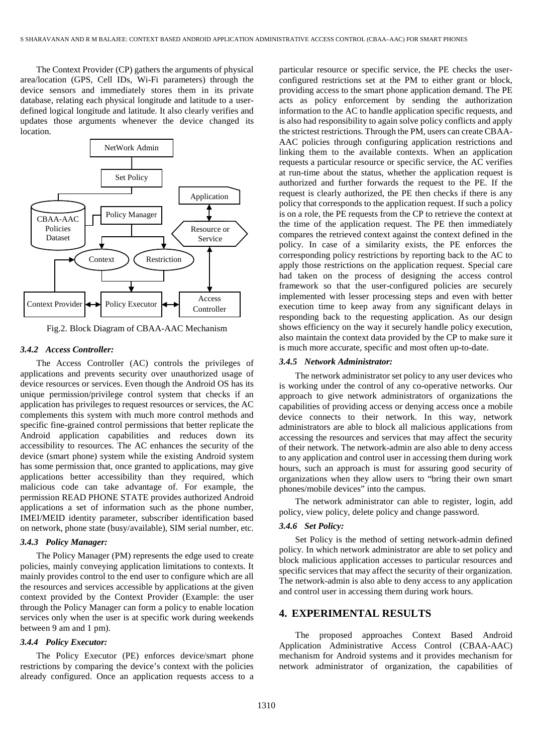The Context Provider (CP) gathers the arguments of physical area/location (GPS, Cell IDs, Wi-Fi parameters) through the device sensors and immediately stores them in its private database, relating each physical longitude and latitude to a user-defined logical longitude and latitude. It also clearly verifies and updates those arguments whenever the device changed its location.

Fig.2. Block Diagram of CBAA-AAC Mechanism

### 3.4.2 Access Controller:

The Access Controller (AC) controls the privileges of applications and prevents security over unauthorized usage of device resources or services. Even though the Android OS has its unique permission/privilege control system that checks if an application has privileges to request resources or services, the AC complements this system with much more control methods and specific fine-grained control permissions that better replicate the Android application capabilities and reduces down its accessibility to resources. The AC enhances the security of the device (smart phone) system while the existing Android system has some permission that, once granted to applications, may give applications better accessibility than they required, which malicious code can take advantage of. For example, the permission READ PHONE STATE provides authorized Android applications a set of information such as the phone number, IMEI/MEID identity parameter, subscriber identification based on network, phone state (busy/available), SIM serial number, etc.

### 3.4.3 Policy Manager:

The Policy Manager (PM) represents the edge used to create policies, mainly conveying application limitations to contexts. It mainly provides control to the end user to configure which are all the resources and services accessible by applications at the given context provided by the Context Provider (Example: the user through the Policy Manager can form a policy to enable location services only when the user is at specific work during weekends between 9 am and 1 pm).

### 3.4.4 Policy Executor:

The Policy Executor (PE) enforces device/smart phone restrictions by comparing the device's context with the policies already configured. Once an application requests access to a particular resource or specific service, the PE checks the user-configured restrictions set at the PM to either grant or block, providing access to the smart phone application demand. The PE acts as policy enforcement by sending the authorization information to the AC to handle application specific requests, and is also had responsibility to again solve policy conflicts and apply the strictest restrictions. Through the PM, users can create CBAA-AAC policies through configuring application restrictions and linking them to the available contexts. When an application requests a particular resource or specific service, the AC verifies at run-time about the status, whether the application request is authorized and further forwards the request to the PE. If the request is clearly authorized, the PE then checks if there is any policy that corresponds to the application request. If such a policy is on a role, the PE requests from the CP to retrieve the context at the time of the application request. The PE then immediately compares the retrieved context against the context defined in the policy. In case of a similarity exists, the PE enforces the corresponding policy restrictions by reporting back to the AC to apply those restrictions on the application request. Special care had taken on the process of designing the access control framework so that the user-configured policies are securely implemented with lesser processing steps and even with better execution time to keep away from any significant delays in responding back to the requesting application. As our design shows efficiency on the way it securely handle policy execution, also maintain the context data provided by the CP to make sure it is much more accurate, specific and most often up-to-date.

### 3.4.5 Network Administrator:

The network administrator set policy to any user devices who is working under the control of any co-operative networks. Our approach to give network administrators of organizations the capabilities of providing access or denying access once a mobile device connects to their network. In this way, network administrators are able to block all malicious applications from accessing the resources and services that may affect the security of their network. The network-admin are also able to deny access to any application and control user in accessing them during work hours, such an approach is must for assuring good security of organizations when they allow users to "bring their own smart phones/mobile devices" into the campus.

The network administrator can able to register, login, add policy, view policy, delete policy and change password.

### 3.4.6 Set Policy:

Set Policy is the method of setting network-admin defined policy. In which network administrator are able to set policy and block malicious application accesses to particular resources and specific services that may affect the security of their organization. The network-admin is also able to deny access to any application and control user in accessing them during work hours.

## 4. EXPERIMENTAL RESULTS

The proposed approaches Context Based Android Application Administrative Access Control (CBAA-AAC) mechanism for Android systems and it provides mechanism for network administrator of organization, the capabilities of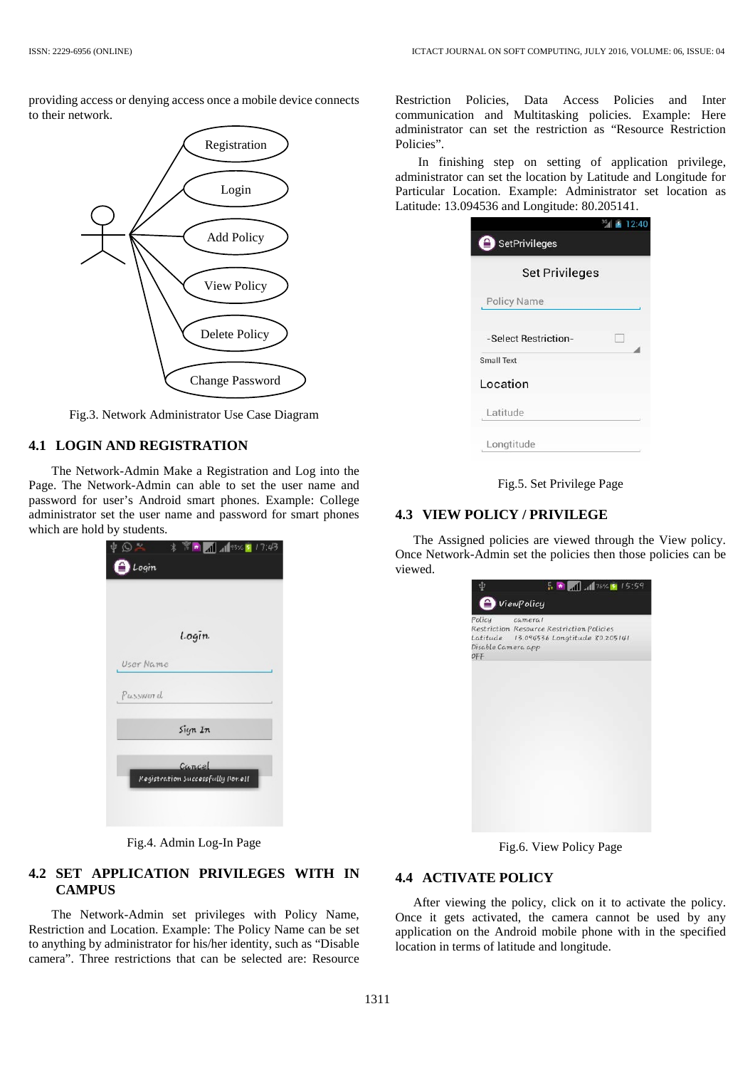providing access or denying access once a mobile device connects to their network.

Fig.3. Network Administrator Use Case Diagram

## 4.1 LOGIN AND REGISTRATION

The Network-Admin Make a Registration and Log into the Page. The Network-Admin can able to set the user name and password for user's Android smart phones. Example: College administrator set the user name and password for smart phones which are hold by students.

Fig.4. Admin Log-In Page

## 4.2 SET APPLICATION PRIVILEGES WITH IN CAMPUS

The Network-Admin set privileges with Policy Name, Restriction and Location. Example: The Policy Name can be set to anything by administrator for his/her identity, such as "Disable camera". Three restrictions that can be selected are: Resource Restriction Policies, Data Access Policies and Inter communication and Multitasking policies. Example: Here administrator can set the restriction as "Resource Restriction Policies".

In finishing step on setting of application privilege, administrator can set the location by Latitude and Longitude for Particular Location. Example: Administrator set location as Latitude: 13.094536 and Longitude: 80.205141.

Fig.5. Set Privilege Page

## 4.3 VIEW POLICY / PRIVILEGE

The Assigned policies are viewed through the View policy. Once Network-Admin set the policies then those policies can be viewed.

Fig.6. View Policy Page

## 4.4 ACTIVATE POLICY

After viewing the policy, click on it to activate the policy. Once it gets activated, the camera cannot be used by any application on the Android mobile phone with in the specified location in terms of latitude and longitude.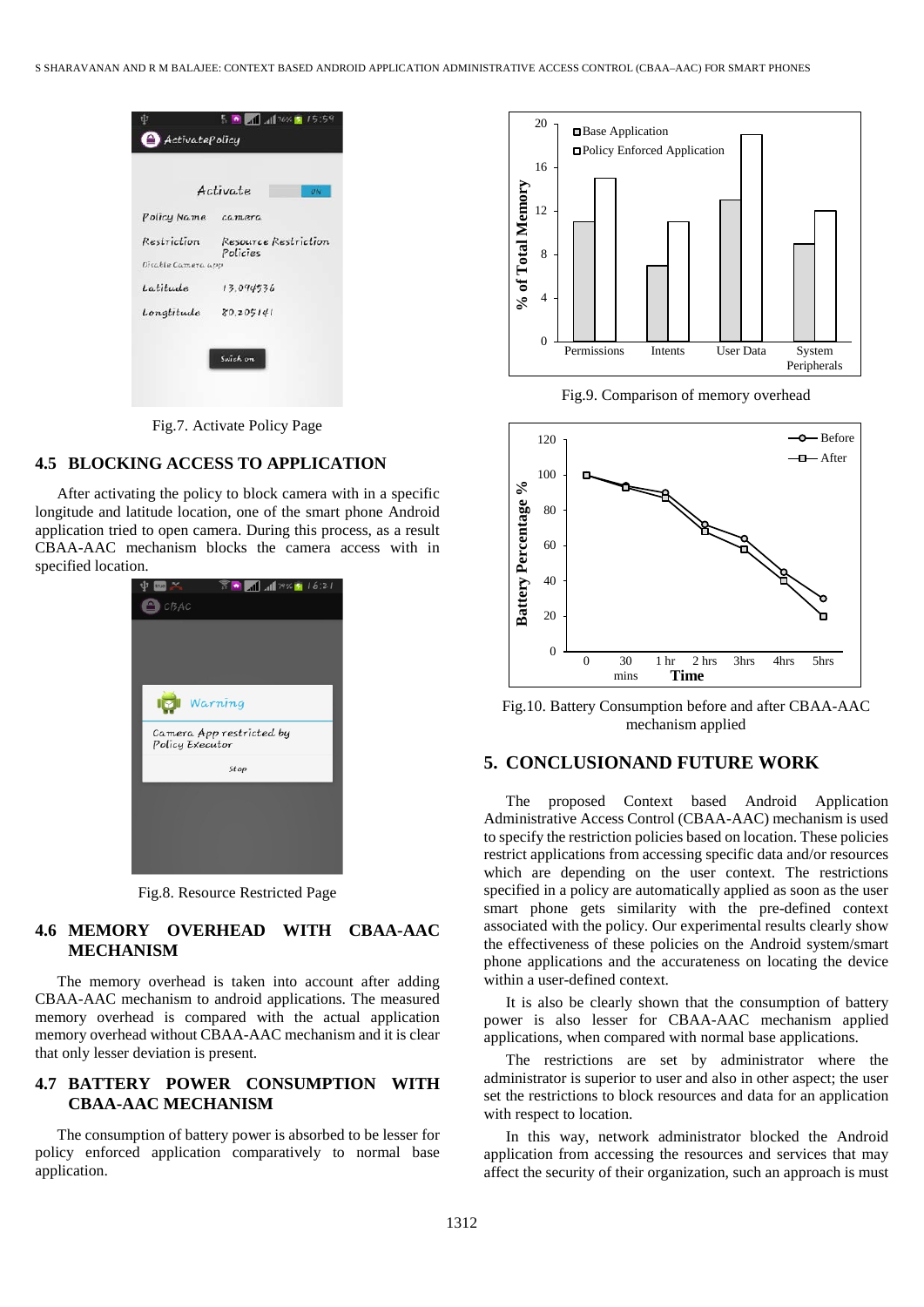Fig.7. Activate Policy Page

### 4.5 BLOCKING ACCESS TO APPLICATION

After activating the policy to block camera with in a specific longitude and latitude location, one of the smart phone Android application tried to open camera. During this process, as a result CBAA-AAC mechanism blocks the camera access with in specified location.

Fig.8. Resource Restricted Page

### 4.6 MEMORY OVERHEAD WITH CBAA-AAC MECHANISM

The memory overhead is taken into account after adding CBAA-AAC mechanism to android applications. The measured memory overhead is compared with the actual application memory overhead without CBAA-AAC mechanism and it is clear that only lesser deviation is present.

### 4.7 BATTERY POWER CONSUMPTION WITH CBAA-AAC MECHANISM

The consumption of battery power is absorbed to be lesser for policy enforced application comparatively to normal base application.

Fig.9. Comparison of memory overhead

Fig.10. Battery Consumption before and after CBAA-AAC mechanism applied

## 5. CONCLUSIONAND FUTURE WORK

The proposed Context based Android Application Administrative Access Control (CBAA-AAC) mechanism is used to specify the restriction policies based on location. These policies restrict applications from accessing specific data and/or resources which are depending on the user context. The restrictions specified in a policy are automatically applied as soon as the user smart phone gets similarity with the pre-defined context associated with the policy. Our experimental results clearly show the effectiveness of these policies on the Android system/smart phone applications and the accurateness on locating the device within a user-defined context.

It is also be clearly shown that the consumption of battery power is also lesser for CBAA-AAC mechanism applied applications, when compared with normal base applications.

The restrictions are set by administrator where the administrator is superior to user and also in other aspect; the user set the restrictions to block resources and data for an application with respect to location.

In this way, network administrator blocked the Android application from accessing the resources and services that may affect the security of their organization, such an approach is must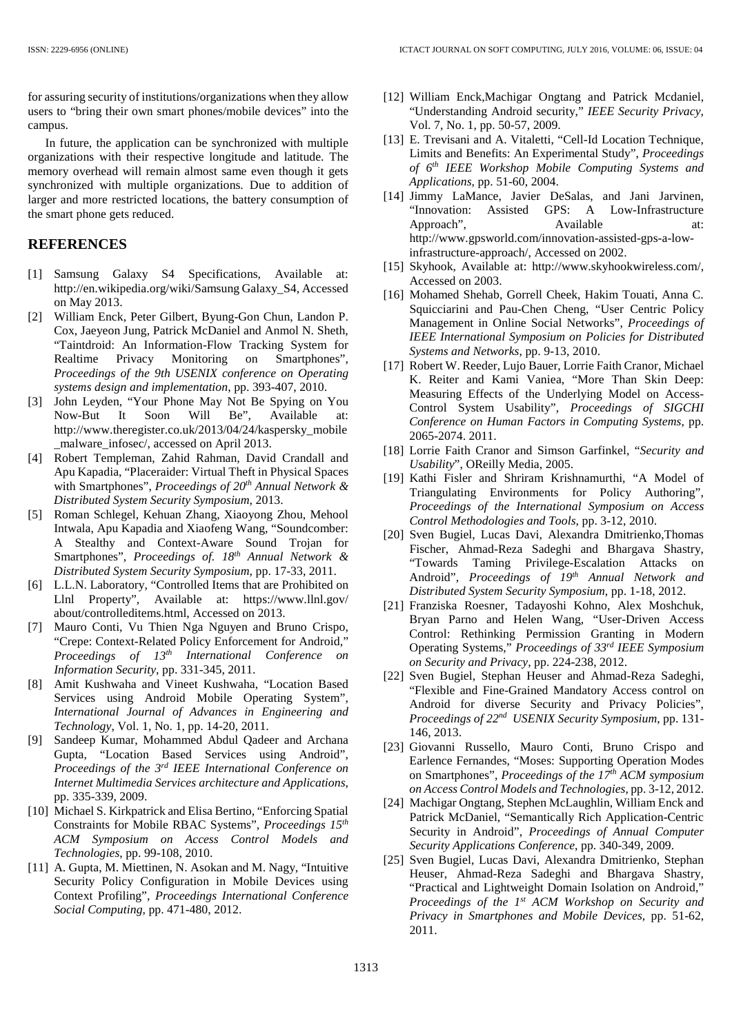for assuring security of institutions/organizations when they allow users to "bring their own smart phones/mobile devices" into the campus.

In future, the application can be synchronized with multiple organizations with their respective longitude and latitude. The memory overhead will remain almost same even though it gets synchronized with multiple organizations. Due to addition of larger and more restricted locations, the battery consumption of the smart phone gets reduced.

## REFERENCES

[1] Samsung Galaxy S4 Specifications, Available at: http://en.wikipedia.org/wiki/Samsung Galaxy_S4, Accessed on May 2013.

[2] William Enck, Peter Gilbert, Byung-Gon Chun, Landon P. Cox, Jaeyeon Jung, Patrick McDaniel and Anmol N. Sheth, "Taintdroid: An Information-Flow Tracking System for Realtime Privacy Monitoring on Smartphones", *Proceedings of the 9th USENIX conference on Operating systems design and implementation*, pp. 393-407, 2010.

[3] John Leyden, "Your Phone May Not Be Spying on You Now-But It Soon Will Be", Available at: http://www.theregister.co.uk/2013/04/24/kaspersky_mobile_malware_infosec/, accessed on April 2013.

[4] Robert Templeman, Zahid Rahman, David Crandall and Apu Kapadia, "Placeraider: Virtual Theft in Physical Spaces with Smartphones", *Proceedings of 20th Annual Network & Distributed System Security Symposium*, 2013.

[5] Roman Schlegel, Kehuan Zhang, Xiaoyong Zhou, Mehool Intwala, Apu Kapadia and Xiaofeng Wang, "Soundcomber: A Stealthy and Context-Aware Sound Trojan for Smartphones", *Proceedings of. 18th Annual Network & Distributed System Security Symposium*, pp. 17-33, 2011.

[6] L.L.N. Laboratory, "Controlled Items that are Prohibited on Llnl Property", Available at: https://www.llnl.gov/about/controlleditems.html, Accessed on 2013.

[7] Mauro Conti, Vu Thien Nga Nguyen and Bruno Crispo, "Crepe: Context-Related Policy Enforcement for Android," *Proceedings of 13th International Conference on Information Security*, pp. 331-345, 2011.

[8] Amit Kushwaha and Vineet Kushwaha, "Location Based Services using Android Mobile Operating System", *International Journal of Advances in Engineering and Technology*, Vol. 1, No. 1, pp. 14-20, 2011.

[9] Sandeep Kumar, Mohammed Abdul Qadeer and Archana Gupta, "Location Based Services using Android", *Proceedings of the 3rd IEEE International Conference on Internet Multimedia Services architecture and Applications*, pp. 335-339, 2009.

[10] Michael S. Kirkpatrick and Elisa Bertino, "Enforcing Spatial Constraints for Mobile RBAC Systems", *Proceedings 15th ACM Symposium on Access Control Models and Technologies*, pp. 99-108, 2010.

[11] A. Gupta, M. Miettinen, N. Asokan and M. Nagy, "Intuitive Security Policy Configuration in Mobile Devices using Context Profiling", *Proceedings International Conference Social Computing*, pp. 471-480, 2012.

[12] William Enck,Machigar Ongtang and Patrick Mcdaniel, "Understanding Android security," *IEEE Security Privacy*, Vol. 7, No. 1, pp. 50-57, 2009.

[13] E. Trevisani and A. Vitaletti, "Cell-Id Location Technique, Limits and Benefits: An Experimental Study", *Proceedings of 6th IEEE Workshop Mobile Computing Systems and Applications*, pp. 51-60, 2004.

[14] Jimmy LaMance, Javier DeSalas, and Jani Jarvinen, "Innovation: Assisted GPS: A Low-Infrastructure Approach", Available at: http://www.gpsworld.com/innovation-assisted-gps-a-low-infrastructure-approach/, Accessed on 2002.

[15] Skyhook, Available at: http://www.skyhookwireless.com/, Accessed on 2003.

[16] Mohamed Shehab, Gorrell Cheek, Hakim Touati, Anna C. Squicciarini and Pau-Chen Cheng, "User Centric Policy Management in Online Social Networks", *Proceedings of IEEE International Symposium on Policies for Distributed Systems and Networks*, pp. 9-13, 2010.

[17] Robert W. Reeder, Lujo Bauer, Lorrie Faith Cranor, Michael K. Reiter and Kami Vaniea, "More Than Skin Deep: Measuring Effects of the Underlying Model on Access-Control System Usability", *Proceedings of SIGCHI Conference on Human Factors in Computing Systems*, pp. 2065-2074. 2011.

[18] Lorrie Faith Cranor and Simson Garfinkel, "*Security and Usability*", OReilly Media, 2005.

[19] Kathi Fisler and Shriram Krishnamurthi, "A Model of Triangulating Environments for Policy Authoring", *Proceedings of the International Symposium on Access Control Methodologies and Tools*, pp. 3-12, 2010.

[20] Sven Bugiel, Lucas Davi, Alexandra Dmitrienko,Thomas Fischer, Ahmad-Reza Sadeghi and Bhargava Shastry, "Towards Taming Privilege-Escalation Attacks on Android", *Proceedings of 19th Annual Network and Distributed System Security Symposium*, pp. 1-18, 2012.

[21] Franziska Roesner, Tadayoshi Kohno, Alex Moshchuk, Bryan Parno and Helen Wang, "User-Driven Access Control: Rethinking Permission Granting in Modern Operating Systems," *Proceedings of 33rd IEEE Symposium on Security and Privacy*, pp. 224-238, 2012.

[22] Sven Bugiel, Stephan Heuser and Ahmad-Reza Sadeghi, "Flexible and Fine-Grained Mandatory Access control on Android for diverse Security and Privacy Policies", *Proceedings of 22nd USENIX Security Symposium*, pp. 131-146, 2013.

[23] Giovanni Russello, Mauro Conti, Bruno Crispo and Earlence Fernandes, "Moses: Supporting Operation Modes on Smartphones", *Proceedings of the 17th ACM symposium on Access Control Models and Technologies*, pp. 3-12, 2012.

[24] Machigar Ongtang, Stephen McLaughlin, William Enck and Patrick McDaniel, "Semantically Rich Application-Centric Security in Android", *Proceedings of Annual Computer Security Applications Conference*, pp. 340-349, 2009.

[25] Sven Bugiel, Lucas Davi, Alexandra Dmitrienko, Stephan Heuser, Ahmad-Reza Sadeghi and Bhargava Shastry, "Practical and Lightweight Domain Isolation on Android," *Proceedings of the 1st ACM Workshop on Security and Privacy in Smartphones and Mobile Devices*, pp. 51-62, 2011.